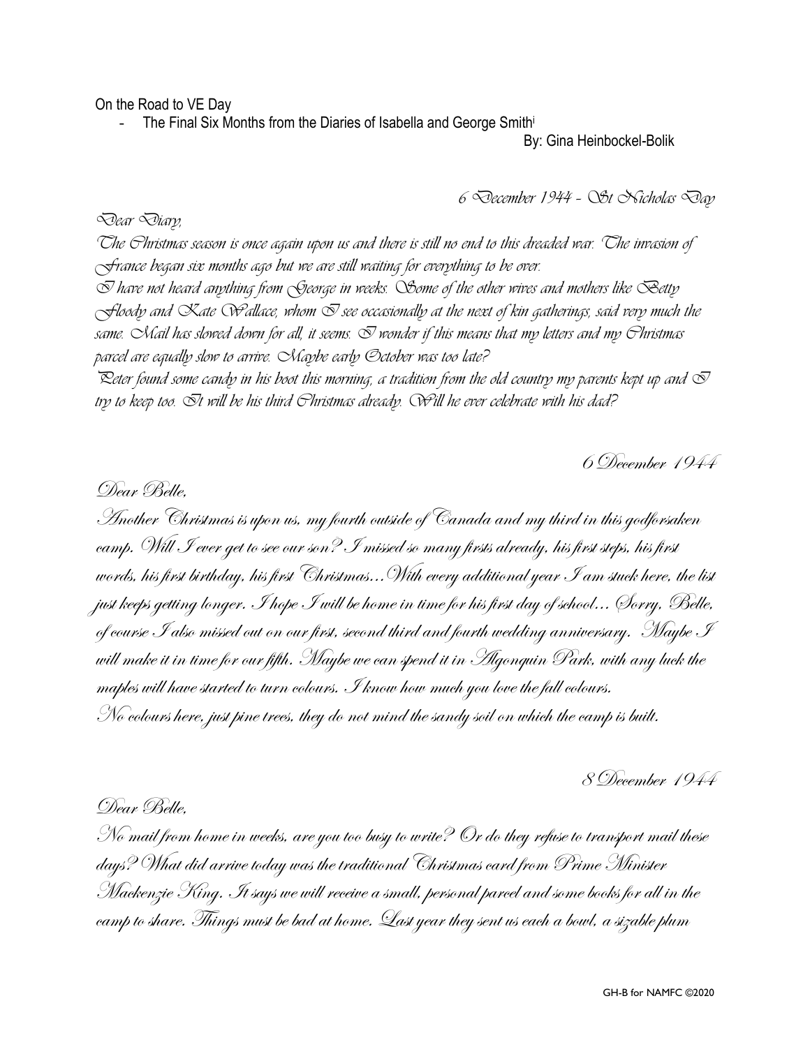On the Road to VE Day

- The Final Six Months from the Diaries of Isabella and George Smith[i]

By: Gina Heinbockel-Bolik

*6 December 1944 - St Nicholas Day*

*Dear Diary,*

*The Christmas season is once again upon us and there is still no end to this dreaded war. The invasion of France began six months ago but we are still waiting for everything to be over.*

*I have not heard anything from George in weeks. Some of the other wives and mothers like Betty Floody and Kate Wallace, whom I see occasionally at the next of kin gatherings, said very much the same. Mail has slowed down for all, it seems. I wonder if this means that my letters and my Christmas parcel are equally slow to arrive. Maybe early October was too late?*

*Peter found some candy in his boot this morning, a tradition from the old country my parents kept up and I try to keep too. It will be his third Christmas already. Will he ever celebrate with his dad?*

*6 December 1944*

*Dear Belle,*

*Another Christmas is upon us, my fourth outside of Canada and my third in this godforsaken camp. Will I ever get to see our son? I missed so many firsts already, his first steps, his first words, his first birthday, his first Christmas…With every additional year I am stuck here, the list just keeps getting longer. I hope I will be home in time for his first day of school… Sorry, Belle, of course I also missed out on our first, second third and fourth wedding anniversary. Maybe I will make it in time for our fifth. Maybe we can spend it in Algonquin Park, with any luck the maples will have started to turn colours. I know how much you love the fall colours.*

*No colours here, just pine trees, they do not mind the sandy soil on which the camp is built.*

*8 December 1944*

*Dear Belle,*

*No mail from home in weeks, are you too busy to write? Or do they refuse to transport mail these days? What did arrive today was the traditional Christmas card from Prime Minister Mackenzie King. It says we will receive a small, personal parcel and some books for all in the camp to share. Things must be bad at home. Last year they sent us each a bowl, a sizable plum*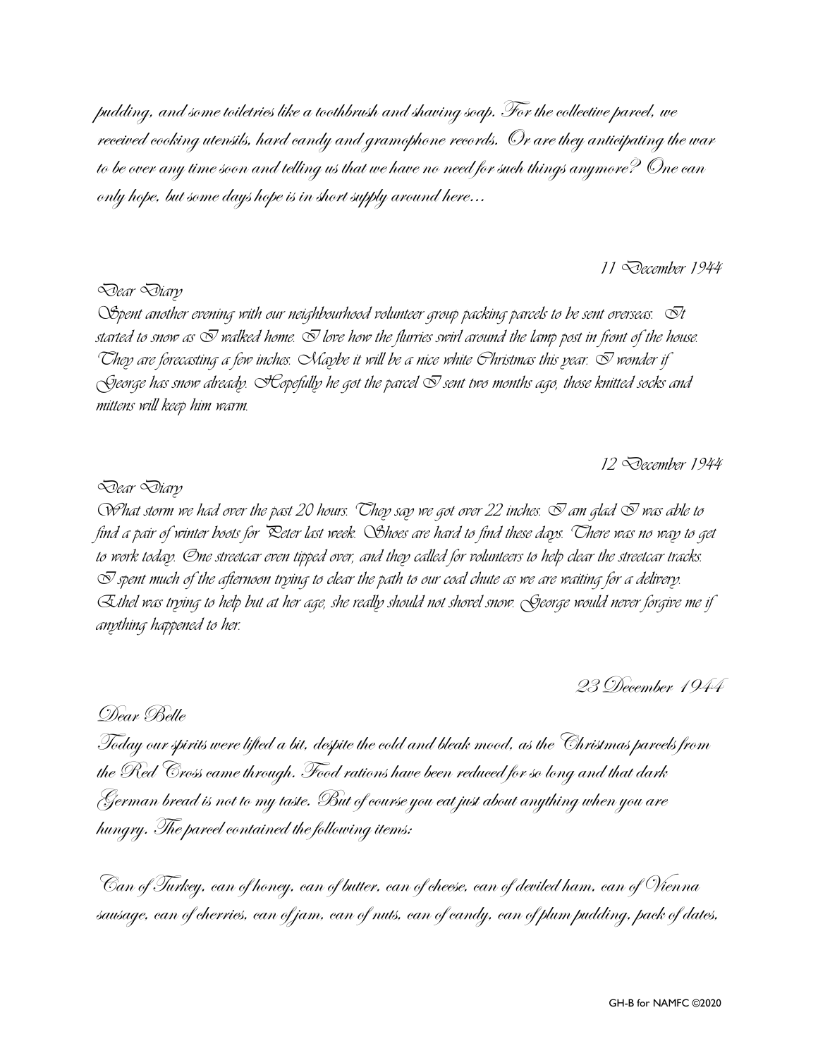pudding, and some toiletries like a toothbrush and shaving soap. For the collective parcel, we received cooking utensils, hard candy and gramophone records. Or are they anticipating the war to be over any time soon and telling us that we have no need for such things anymore? One can only hope, but some days hope is in short supply around here…

11 December 1944

Dear Diary

Spent another evening with our neighbourhood volunteer group packing parcels to be sent overseas. It started to snow as I walked home. I love how the flurries swirl around the lamp post in front of the house. They are forecasting a few inches. Maybe it will be a nice white Christmas this year. I wonder if George has snow already. Hopefully he got the parcel I sent two months ago, those knitted socks and mittens will keep him warm.

12 December 1944

Dear Diary

What storm we had over the past 20 hours. They say we got over 22 inches. I am glad I was able to find a pair of winter boots for Peter last week. Shoes are hard to find these days. There was no way to get to work today. One streetcar even tipped over, and they called for volunteers to help clear the streetcar tracks. I spent much of the afternoon trying to clear the path to our coal chute as we are waiting for a delivery. Ethel was trying to help but at her age, she really should not shovel snow. George would never forgive me if anything happened to her.

23 December 1944

Dear Belle

Today our spirits were lifted a bit, despite the cold and bleak mood, as the Christmas parcels from the Red Cross came through. Food rations have been reduced for so long and that dark German bread is not to my taste. But of course you eat just about anything when you are hungry. The parcel contained the following items:

Can of Turkey, can of honey, can of butter, can of cheese, can of deviled ham, can of Vienna sausage, can of cherries, can of jam, can of nuts, can of candy, can of plum pudding, pack of dates,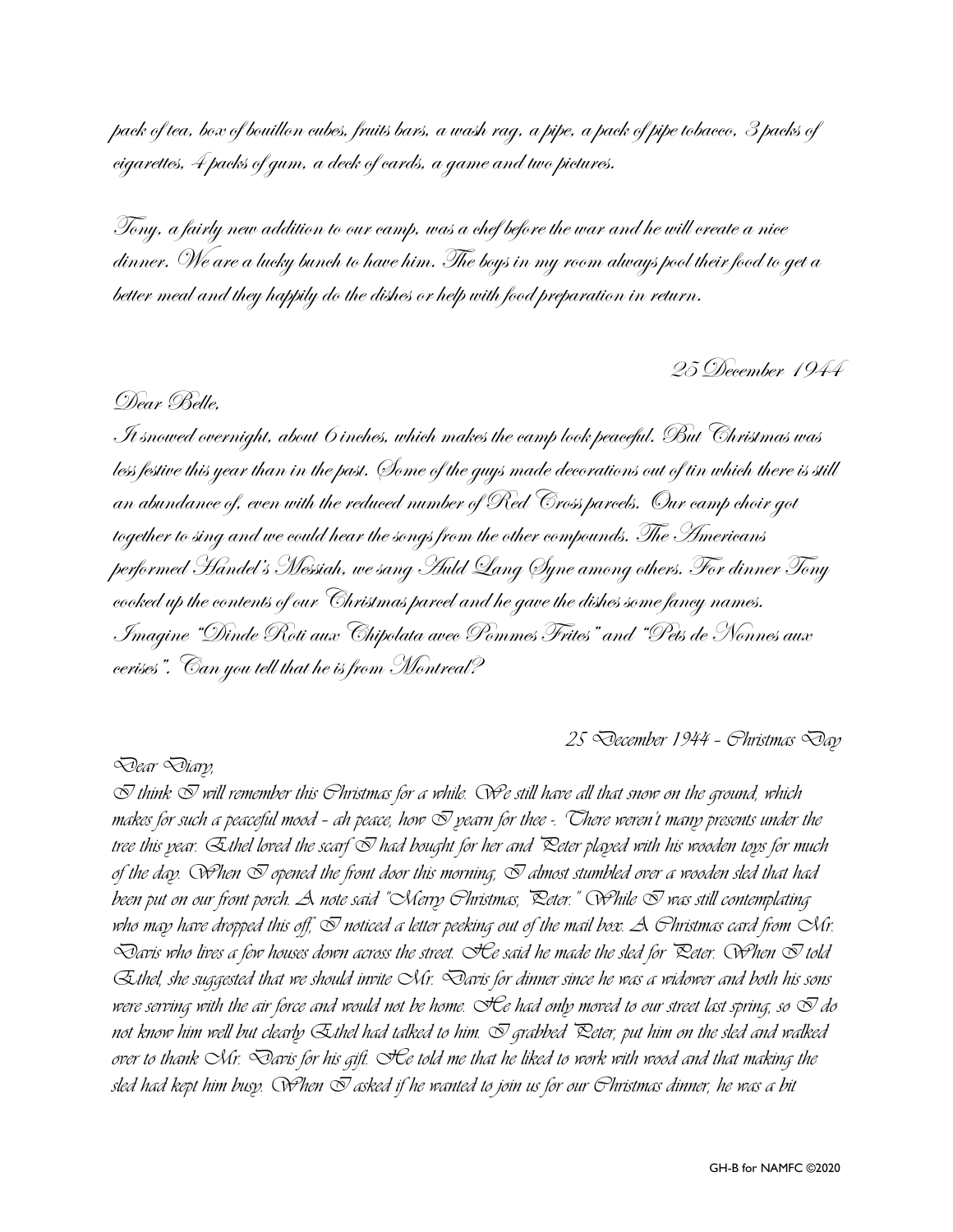pack of tea, box of bouillon cubes, fruits bars, a wash rag, a pipe, a pack of pipe tobacco, 3 packs of cigarettes, 4 packs of gum, a deck of cards, a game and two pictures.

Tony, a fairly new addition to our camp, was a chef before the war and he will create a nice dinner. We are a lucky bunch to have him. The boys in my room always pool their food to get a better meal and they happily do the dishes or help with food preparation in return.

25 December 1944

Dear Belle,

It snowed overnight, about 6 inches, which makes the camp look peaceful. But Christmas was less festive this year than in the past. Some of the guys made decorations out of tin which there is still an abundance of, even with the reduced number of Red Cross parcels. Our camp choir got together to sing and we could hear the songs from the other compounds. The Americans performed Handel's Messiah, we sang Auld Lang Syne among others. For dinner Tony cooked up the contents of our Christmas parcel and he gave the dishes some fancy names. Imagine "Dinde Roti aux Chipolata avec Pommes Frites" and "Pets de Nonnes aux cerises". Can you tell that he is from Montreal?

25 December 1944 - Christmas Day

Dear Diary,

I think I will remember this Christmas for a while. We still have all that snow on the ground, which makes for such a peaceful mood - ah peace, how I yearn for thee -. There weren't many presents under the tree this year. Ethel loved the scarf I had bought for her and Peter played with his wooden toys for much of the day. When I opened the front door this morning, I almost stumbled over a wooden sled that had been put on our front porch. A note said "Merry Christmas, Peter." While I was still contemplating who may have dropped this off, I noticed a letter peeking out of the mail box. A Christmas card from Mr. Davis who lives a few houses down across the street. He said he made the sled for Peter. When I told Ethel, she suggested that we should invite Mr. Davis for dinner since he was a widower and both his sons were serving with the air force and would not be home. He had only moved to our street last spring, so I do not know him well but clearly Ethel had talked to him. I grabbed Peter, put him on the sled and walked over to thank Mr. Davis for his gift. He told me that he liked to work with wood and that making the sled had kept him busy. When I asked if he wanted to join us for our Christmas dinner, he was a bit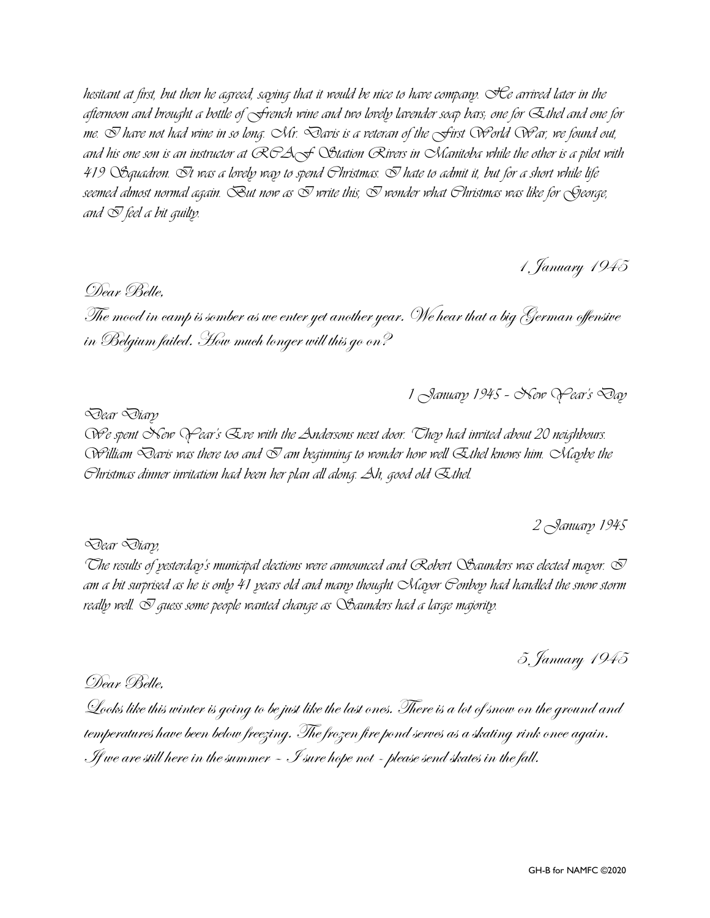hesitant at first, but then he agreed, saying that it would be nice to have company. He arrived later in the afternoon and brought a bottle of French wine and two lovely lavender soap bars; one for Ethel and one for me. I have not had wine in so long. Mr. Davis is a veteran of the First World War, we found out, and his one son is an instructor at RCAF Station Rivers in Manitoba while the other is a pilot with 419 Squadron. It was a lovely way to spend Christmas. I hate to admit it, but for a short while life seemed almost normal again. But now as I write this, I wonder what Christmas was like for George, and I feel a bit guilty.

1 January 1945

Dear Belle,

The mood in camp is somber as we enter yet another year. We hear that a big German offensive in Belgium failed. How much longer will this go on?

1 January 1945 - New Year's Day

Dear Diary

We spent New Year's Eve with the Andersons next door. They had invited about 20 neighbours. William Davis was there too and I am beginning to wonder how well Ethel knows him. Maybe the Christmas dinner invitation had been her plan all along. Ah, good old Ethel.

2 January 1945

Dear Diary,

The results of yesterday's municipal elections were announced and Robert Saunders was elected mayor. I am a bit surprised as he is only 41 years old and many thought Mayor Conboy had handled the snow storm really well. I guess some people wanted change as Saunders had a large majority.

5 January 1945

Dear Belle,

Looks like this winter is going to be just like the last ones. There is a lot of snow on the ground and temperatures have been below freezing. The frozen fire pond serves as a skating rink once again. If we are still here in the summer – I sure hope not - please send skates in the fall.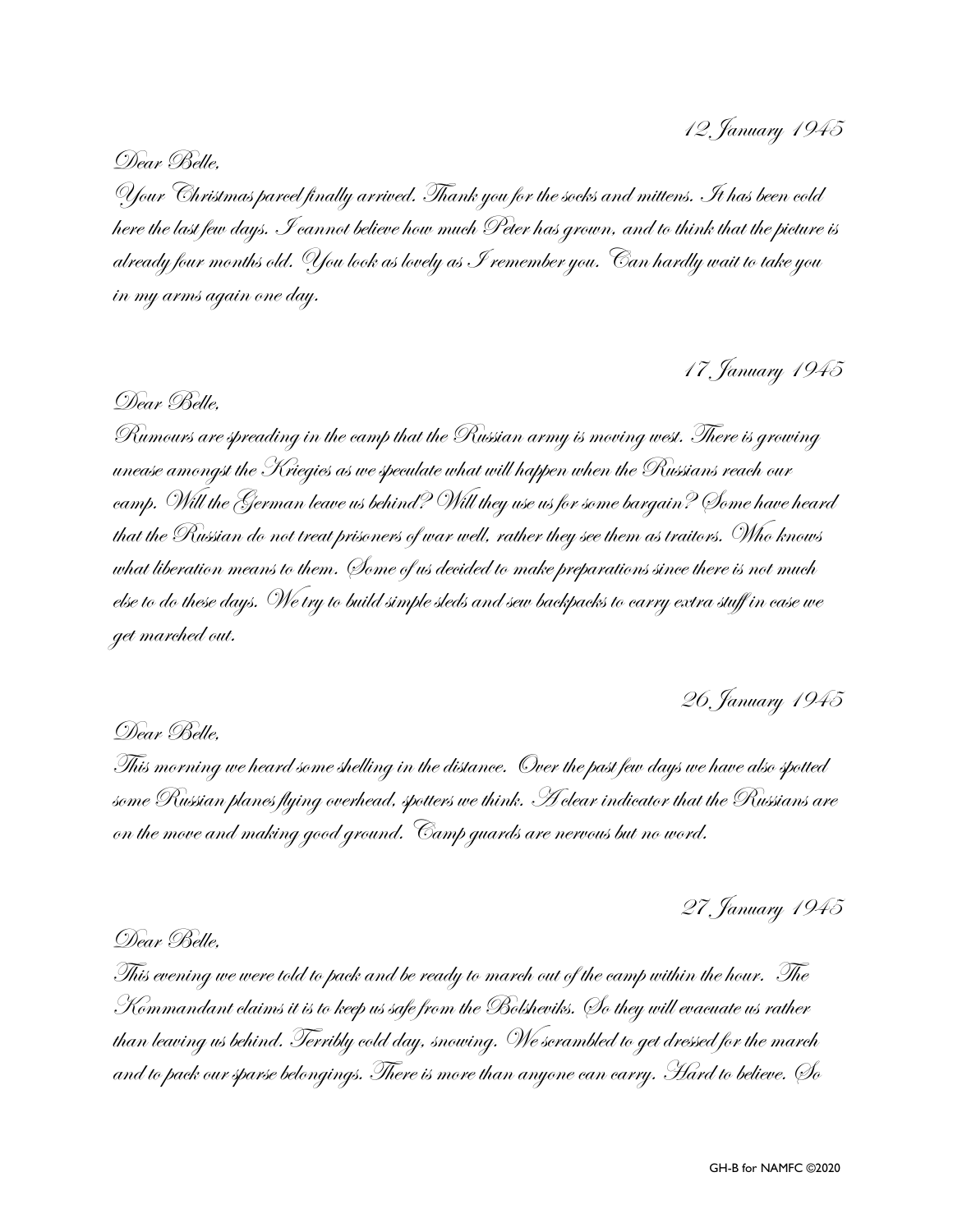12 January 1945

Dear Belle,

Your Christmas parcel finally arrived. Thank you for the socks and mittens. It has been cold here the last few days. I cannot believe how much Peter has grown, and to think that the picture is already four months old. You look as lovely as I remember you. Can hardly wait to take you in my arms again one day.

17 January 1945

Dear Belle,

Rumours are spreading in the camp that the Russian army is moving west. There is growing unease amongst the Kriegies as we speculate what will happen when the Russians reach our camp. Will the German leave us behind? Will they use us for some bargain? Some have heard that the Russian do not treat prisoners of war well, rather they see them as traitors. Who knows what liberation means to them. Some of us decided to make preparations since there is not much else to do these days. We try to build simple sleds and sew backpacks to carry extra stuff in case we get marched out.

26 January 1945

Dear Belle,

This morning we heard some shelling in the distance. Over the past few days we have also spotted some Russian planes flying overhead, spotters we think. A clear indicator that the Russians are on the move and making good ground. Camp guards are nervous but no word.

27 January 1945

Dear Belle,

This evening we were told to pack and be ready to march out of the camp within the hour. The Kommandant claims it is to keep us safe from the Bolsheviks. So they will evacuate us rather than leaving us behind. Terribly cold day, snowing. We scrambled to get dressed for the march and to pack our sparse belongings. There is more than anyone can carry. Hard to believe. So

GH-B for NAMFC ©2020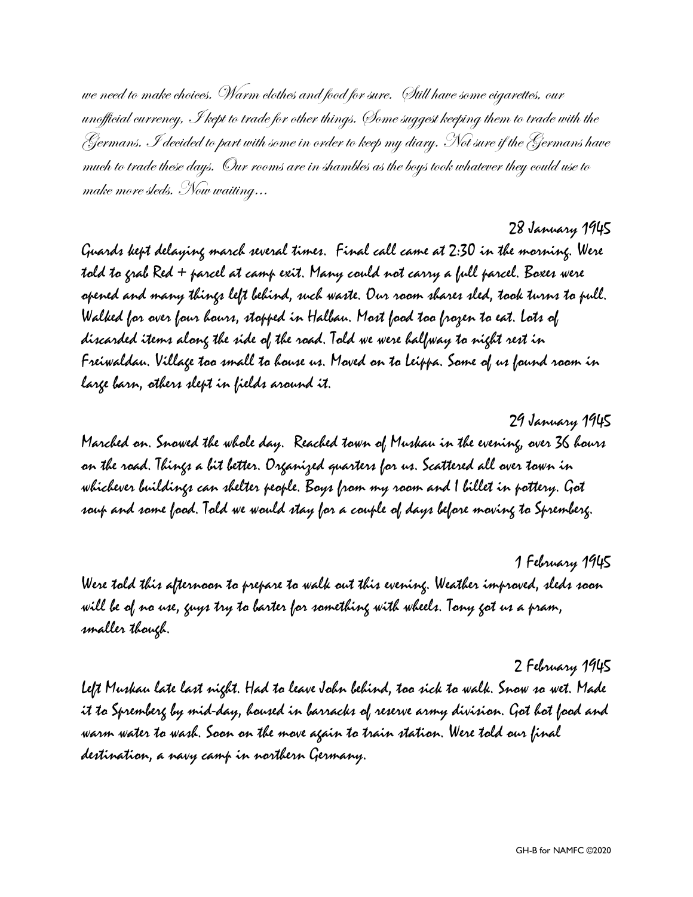*we need to make choices. Warm clothes and food for sure. Still have some cigarettes, our unofficial currency. I kept to trade for other things. Some suggest keeping them to trade with the Germans. I decided to part with some in order to keep my diary. Not sure if the Germans have much to trade these days. Our rooms are in shambles as the boys took whatever they could use to make more sleds. Now waiting…*

28 January 1945

Guards kept delaying march several times. Final call came at 2:30 in the morning. Were told to grab Red + parcel at camp exit. Many could not carry a full parcel. Boxes were opened and many things left behind, such waste. Our room shares sled, took turns to pull. Walked for over four hours, stopped in Halbau. Most food too frozen to eat. Lots of discarded items along the side of the road. Told we were halfway to night rest in Freiwaldau. Village too small to house us. Moved on to Leippa. Some of us found room in large barn, others slept in fields around it.

29 January 1945

Marched on. Snowed the whole day. Reached town of Muskau in the evening, over 36 hours on the road. Things a bit better. Organized quarters for us. Scattered all over town in whichever buildings can shelter people. Boys from my room and I billet in pottery. Got soup and some food. Told we would stay for a couple of days before moving to Spremberg.

1 February 1945

Were told this afternoon to prepare to walk out this evening. Weather improved, sleds soon will be of no use, guys try to barter for something with wheels. Tony got us a pram, smaller though.

2 February 1945

Left Muskau late last night. Had to leave John behind, too sick to walk. Snow so wet. Made it to Spremberg by mid-day, housed in barracks of reserve army division. Got hot food and warm water to wash. Soon on the move again to train station. Were told our final destination, a navy camp in northern Germany.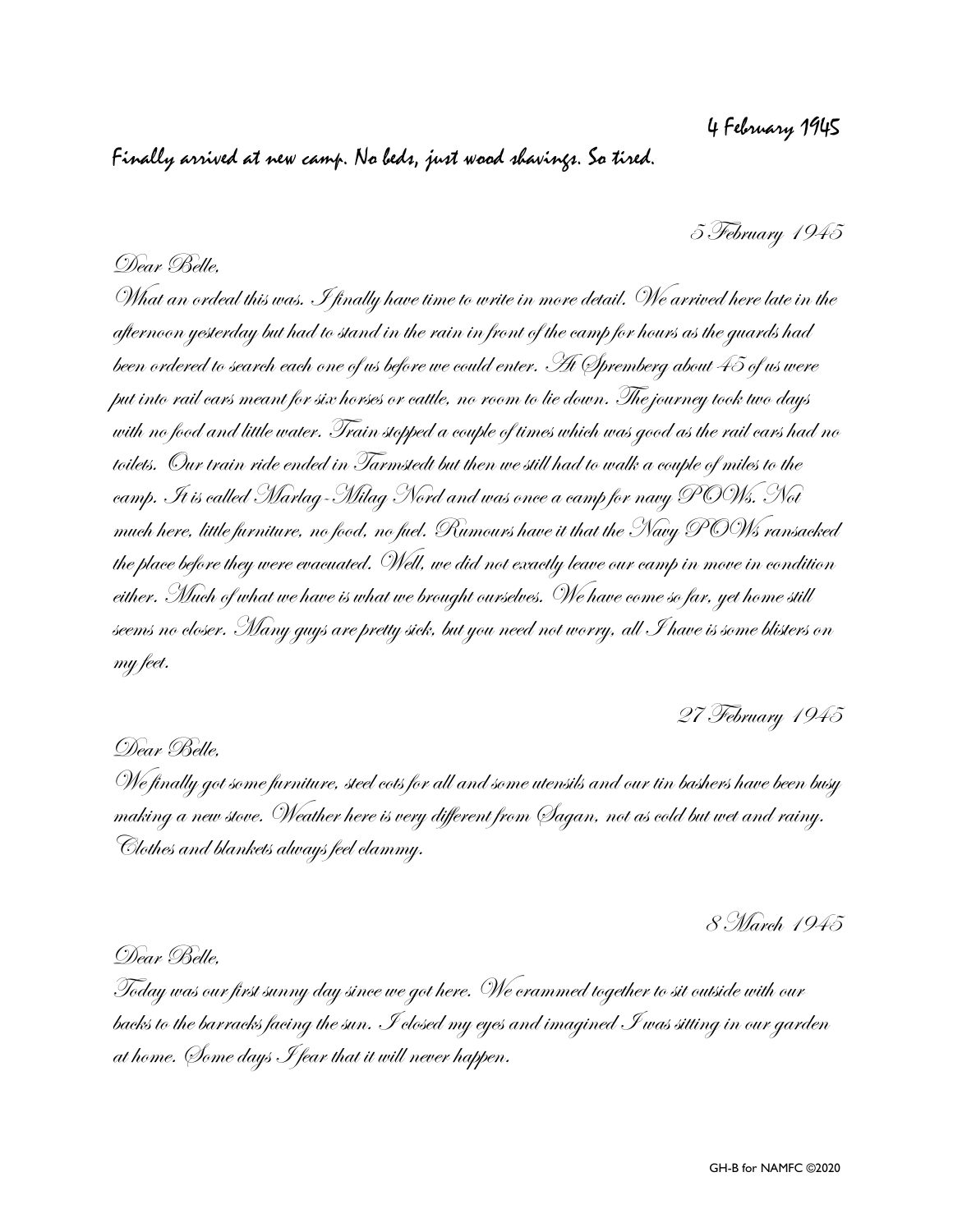4 February 1945

Finally arrived at new camp. No beds, just wood shavings. So tired.

5 February 1945

Dear Belle,

What an ordeal this was. I finally have time to write in more detail. We arrived here late in the afternoon yesterday but had to stand in the rain in front of the camp for hours as the guards had been ordered to search each one of us before we could enter. At Spremberg about 45 of us were put into rail cars meant for six horses or cattle, no room to lie down. The journey took two days with no food and little water. Train stopped a couple of times which was good as the rail cars had no toilets. Our train ride ended in Tarmstedt but then we still had to walk a couple of miles to the camp. It is called Marlag-Milag Nord and was once a camp for navy POWs. Not much here, little furniture, no food, no fuel. Rumours have it that the Navy POWs ransacked the place before they were evacuated. Well, we did not exactly leave our camp in move in condition either. Much of what we have is what we brought ourselves. We have come so far, yet home still seems no closer. Many guys are pretty sick, but you need not worry, all I have is some blisters on my feet.

27 February 1945

Dear Belle,

We finally got some furniture, steel cots for all and some utensils and our tin bashers have been busy making a new stove. Weather here is very different from Sagan, not as cold but wet and rainy. Clothes and blankets always feel clammy.

8 March 1945

Dear Belle,

Today was our first sunny day since we got here. We crammed together to sit outside with our backs to the barracks facing the sun. I closed my eyes and imagined I was sitting in our garden at home. Some days I fear that it will never happen.

GH-B for NAMFC ©2020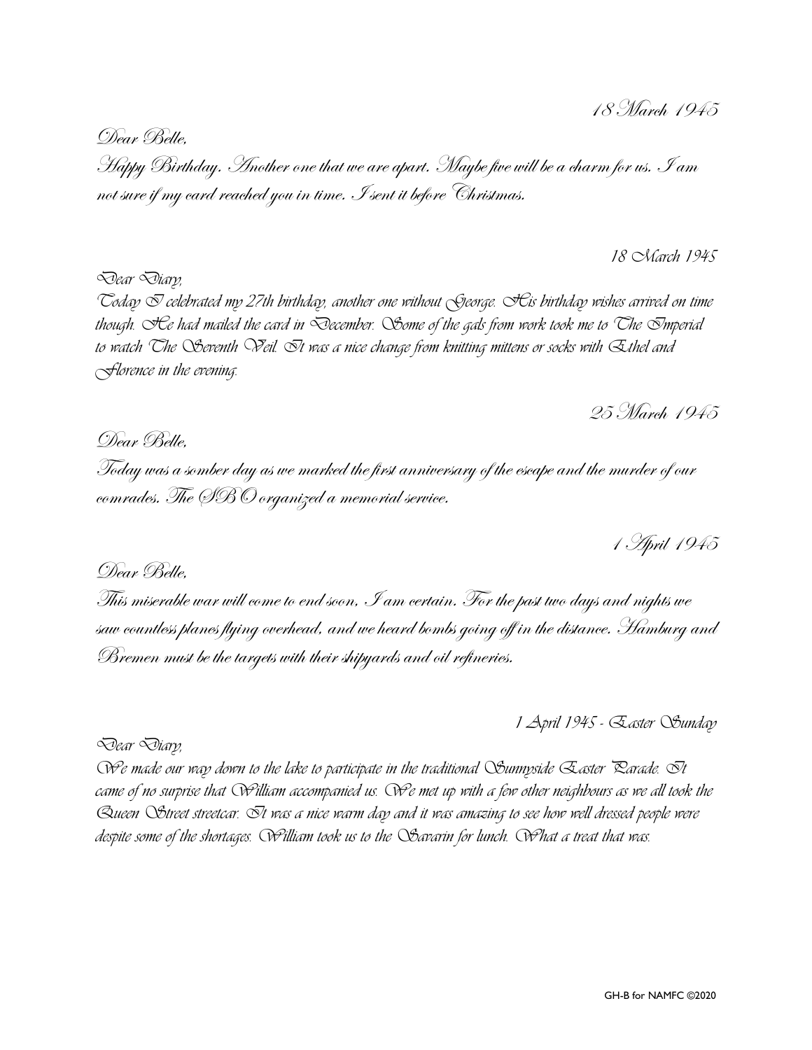18 March 1945

Dear Belle,

Happy Birthday. Another one that we are apart. Maybe five will be a charm for us. I am not sure if my card reached you in time. I sent it before Christmas.

18 March 1945

Dear Diary,

Today I celebrated my 27th birthday, another one without George. His birthday wishes arrived on time though. He had mailed the card in December. Some of the gals from work took me to The Imperial to watch The Seventh Veil. It was a nice change from knitting mittens or socks with Ethel and Florence in the evening.

25 March 1945

Dear Belle,

Today was a somber day as we marked the first anniversary of the escape and the murder of our comrades. The SBO organized a memorial service.

1 April 1945

Dear Belle,

This miserable war will come to end soon, I am certain. For the past two days and nights we saw countless planes flying overhead, and we heard bombs going off in the distance. Hamburg and Bremen must be the targets with their shipyards and oil refineries.

1 April 1945 - Easter Sunday

Dear Diary,

We made our way down to the lake to participate in the traditional Sunnyside Easter Parade. It came of no surprise that William accompanied us. We met up with a few other neighbours as we all took the Queen Street streetcar. It was a nice warm day and it was amazing to see how well dressed people were despite some of the shortages. William took us to the Savarin for lunch. What a treat that was.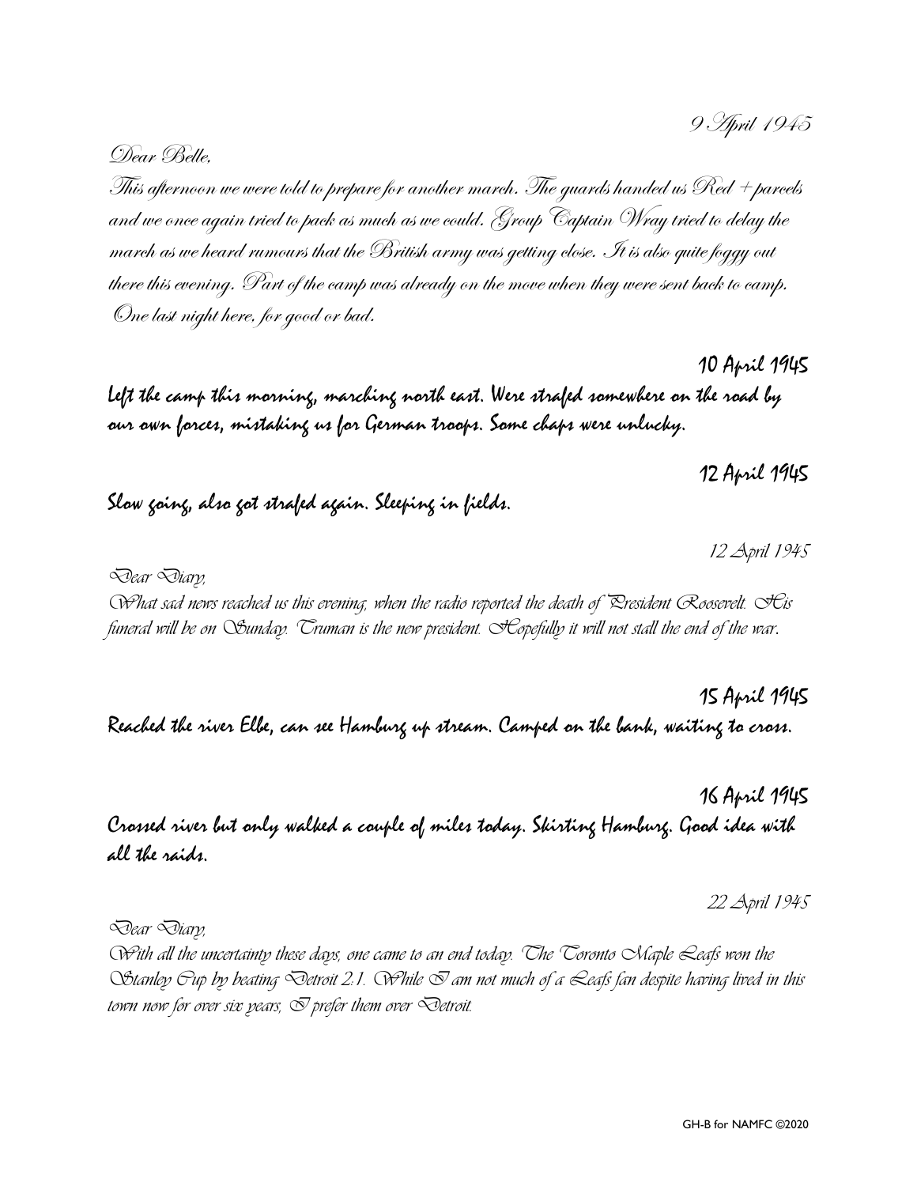9 April 1945

Dear Belle,

This afternoon we were told to prepare for another march. The guards handed us Red + parcels and we once again tried to pack as much as we could. Group Captain Wray tried to delay the march as we heard rumours that the British army was getting close. It is also quite foggy out there this evening. Part of the camp was already on the move when they were sent back to camp. One last night here, for good or bad.

10 April 1945

Left the camp this morning, marching north east. Were strafed somewhere on the road by our own forces, mistaking us for German troops. Some chaps were unlucky.

12 April 1945

Slow going, also got strafed again. Sleeping in fields.

12 April 1945

Dear Diary,

What sad news reached us this evening, when the radio reported the death of President Roosevelt. His funeral will be on Sunday. Truman is the new president. Hopefully it will not stall the end of the war.

15 April 1945

Reached the river Elbe, can see Hamburg up stream. Camped on the bank, waiting to cross.

16 April 1945

Crossed river but only walked a couple of miles today. Skirting Hamburg. Good idea with all the raids.

22 April 1945

Dear Diary,

With all the uncertainty these days, one came to an end today. The Toronto Maple Leafs won the Stanley Cup by beating Detroit 2:1. While I am not much of a Leafs fan despite having lived in this town now for over six years, I prefer them over Detroit.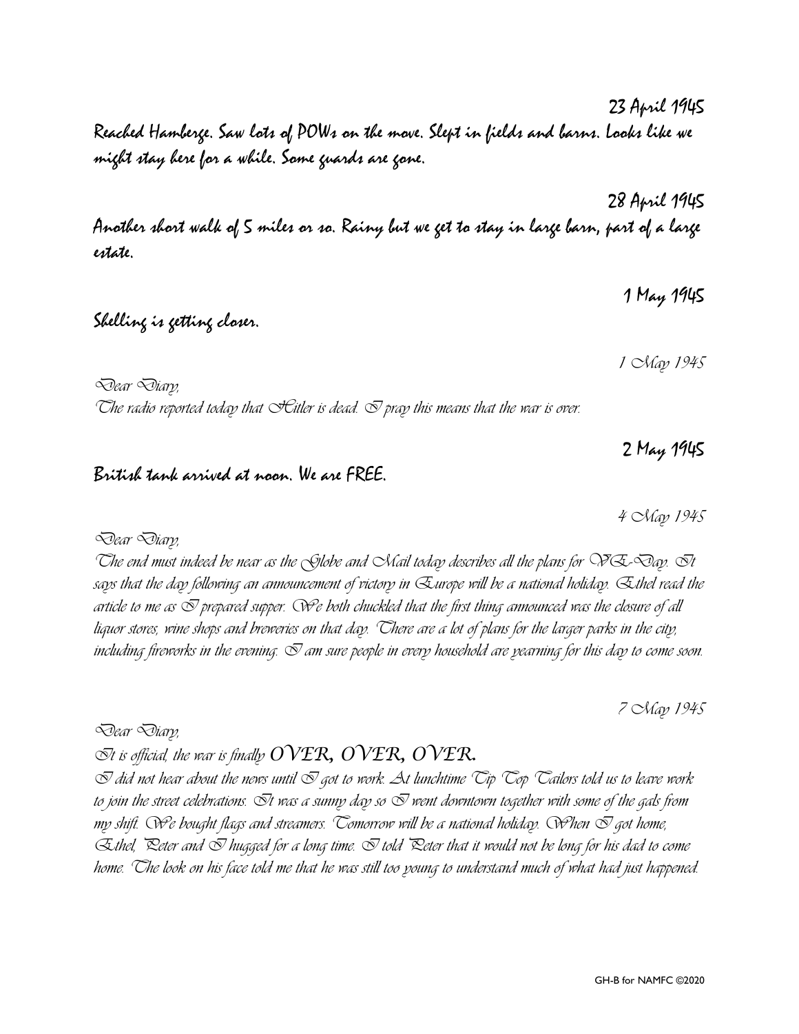23 April 1945

Reached Hamberge. Saw lots of POWs on the move. Slept in fields and barns. Looks like we might stay here for a while. Some guards are gone.

28 April 1945

Another short walk of 5 miles or so. Rainy but we get to stay in large barn, part of a large estate.

1 May 1945

Shelling is getting closer.

*1 May 1945*

*Dear Diary,*
*The radio reported today that Hitler is dead. I pray this means that the war is over.*

2 May 1945

British tank arrived at noon. We are FREE.

*4 May 1945*

*Dear Diary,*
*The end must indeed be near as the Globe and Mail today describes all the plans for VE-Day. It says that the day following an announcement of victory in Europe will be a national holiday. Ethel read the article to me as I prepared supper. We both chuckled that the first thing announced was the closure of all liquor stores, wine shops and breweries on that day. There are a lot of plans for the larger parks in the city, including fireworks in the evening. I am sure people in every household are yearning for this day to come soon.*

*7 May 1945*

*Dear Diary,*
*It is official, the war is finally OVER, OVER, OVER.*
*I did not hear about the news until I got to work. At lunchtime Tip Top Tailors told us to leave work to join the street celebrations. It was a sunny day so I went downtown together with some of the gals from my shift. We bought flags and streamers. Tomorrow will be a national holiday. When I got home, Ethel, Peter and I hugged for a long time. I told Peter that it would not be long for his dad to come home. The look on his face told me that he was still too young to understand much of what had just happened.*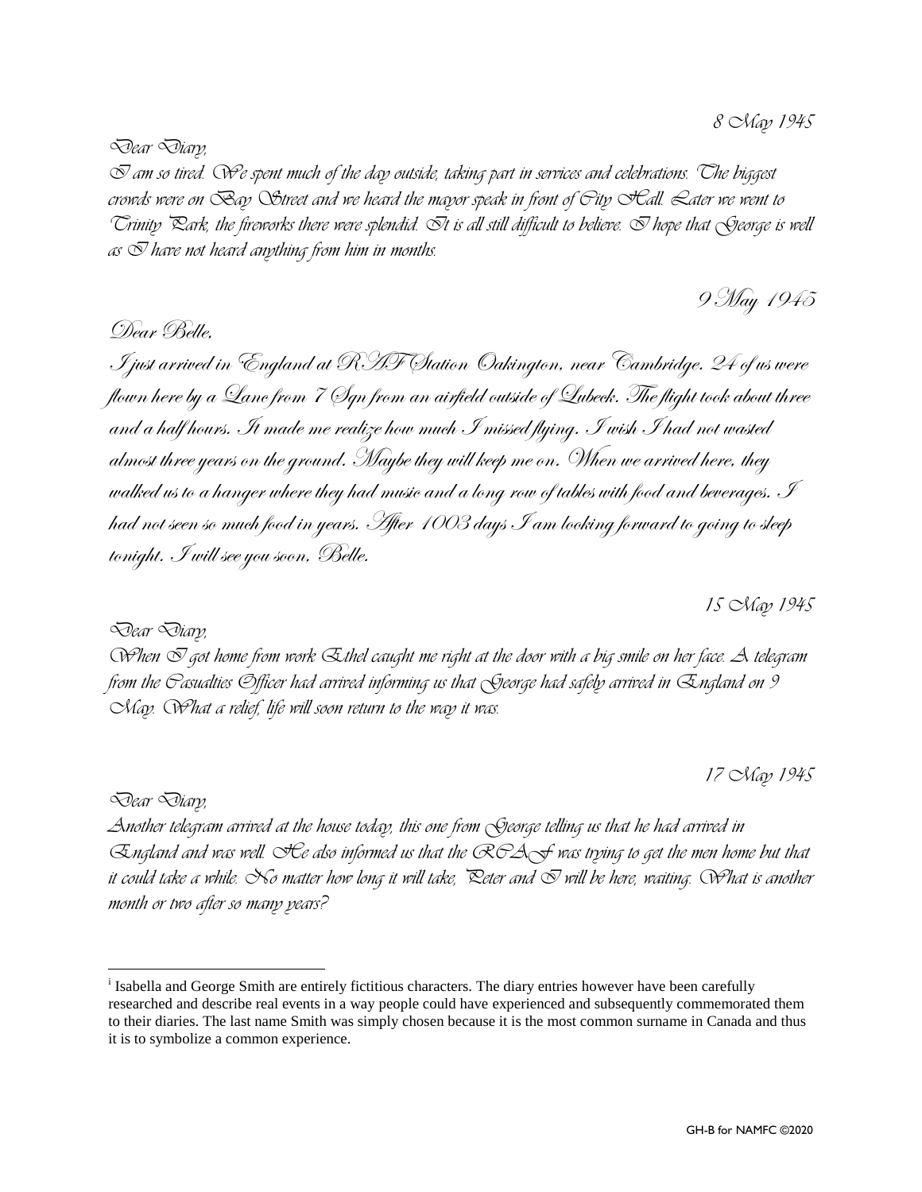8 May 1945

*Dear Diary,*

*I am so tired. We spent much of the day outside, taking part in services and celebrations. The biggest crowds were on Bay Street and we heard the mayor speak in front of City Hall. Later we went to Trinity Park, the fireworks there were splendid. It is all still difficult to believe. I hope that George is well as I have not heard anything from him in months.*

9 May 1945

*Dear Belle,*

*I just arrived in England at RAF Station Oakington, near Cambridge. 24 of us were flown here by a Lanc from 7 Sqn from an airfield outside of Lubeck. The flight took about three and a half hours. It made me realize how much I missed flying. I wish I had not wasted almost three years on the ground. Maybe they will keep me on. When we arrived here, they walked us to a hanger where they had music and a long row of tables with food and beverages. I had not seen so much food in years. After 1003 days I am looking forward to going to sleep tonight. I will see you soon, Belle.*

15 May 1945

*Dear Diary,*

*When I got home from work Ethel caught me right at the door with a big smile on her face. A telegram from the Casualties Officer had arrived informing us that George had safely arrived in England on 9 May. What a relief, life will soon return to the way it was.*

17 May 1945

*Dear Diary,*

*Another telegram arrived at the house today, this one from George telling us that he had arrived in England and was well. He also informed us that the RCAF was trying to get the men home but that it could take a while. No matter how long it will take, Peter and I will be here, waiting. What is another month or two after so many years?*

---

[i] Isabella and George Smith are entirely fictitious characters. The diary entries however have been carefully researched and describe real events in a way people could have experienced and subsequently commemorated them to their diaries. The last name Smith was simply chosen because it is the most common surname in Canada and thus it is to symbolize a common experience.

GH-B for NAMFC ©2020